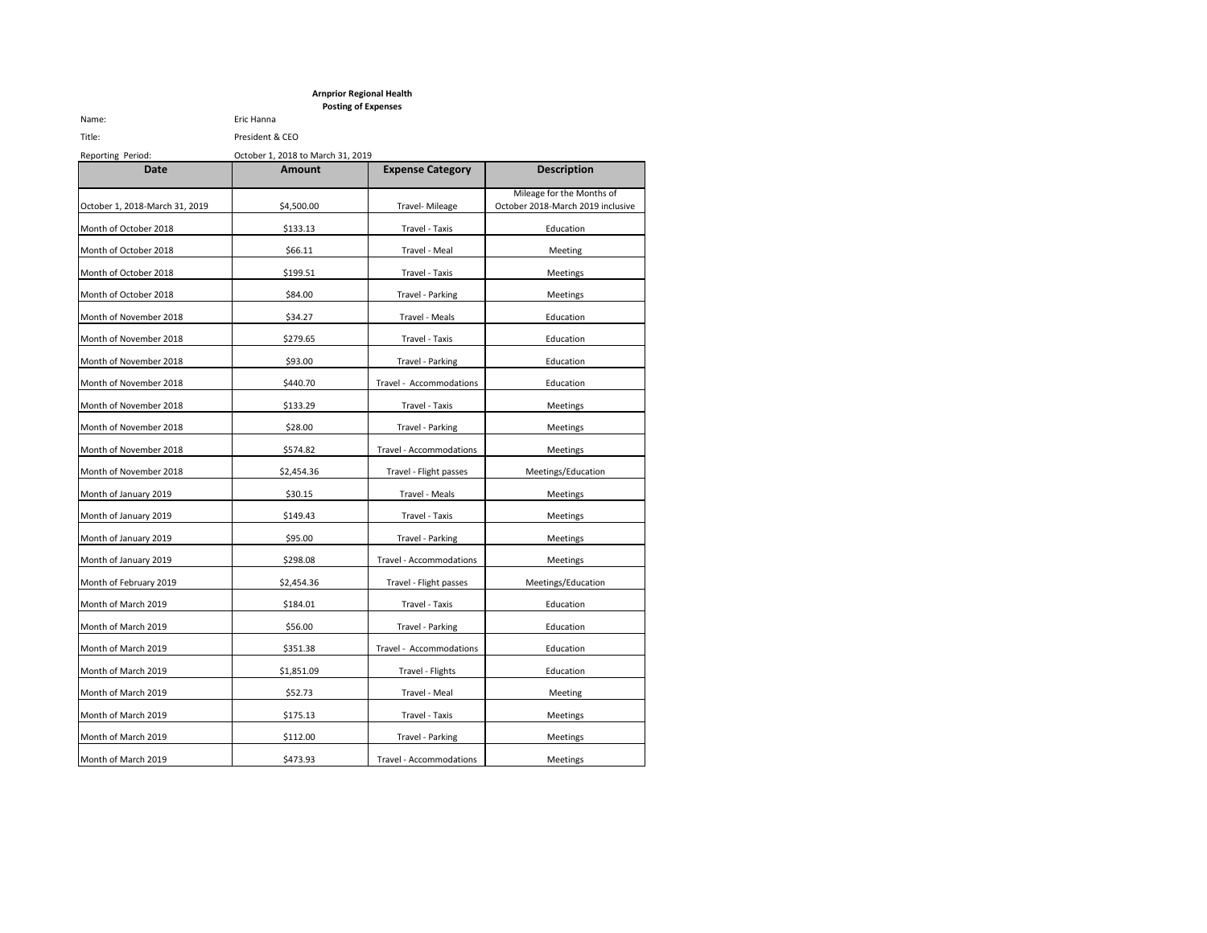**Arnprior Regional Health**

**Posting of Expenses**

Name: Eric Hanna

Title: President & CEO

Reporting Period: October 1, 2018 to March 31, 2019

| Date | Amount | Expense Category | Description |
|---|---|---|---|
| October 1, 2018-March 31, 2019 | $4,500.00 | Travel- Mileage | Mileage for the Months of October 2018-March 2019 inclusive |
| Month of October 2018 | $133.13 | Travel - Taxis | Education |
| Month of October 2018 | $66.11 | Travel - Meal | Meeting |
| Month of October 2018 | $199.51 | Travel - Taxis | Meetings |
| Month of October 2018 | $84.00 | Travel - Parking | Meetings |
| Month of November 2018 | $34.27 | Travel - Meals | Education |
| Month of November 2018 | $279.65 | Travel - Taxis | Education |
| Month of November 2018 | $93.00 | Travel - Parking | Education |
| Month of November 2018 | $440.70 | Travel - Accommodations | Education |
| Month of November 2018 | $133.29 | Travel - Taxis | Meetings |
| Month of November 2018 | $28.00 | Travel - Parking | Meetings |
| Month of November 2018 | $574.82 | Travel - Accommodations | Meetings |
| Month of November 2018 | $2,454.36 | Travel - Flight passes | Meetings/Education |
| Month of January 2019 | $30.15 | Travel - Meals | Meetings |
| Month of January 2019 | $149.43 | Travel - Taxis | Meetings |
| Month of January 2019 | $95.00 | Travel - Parking | Meetings |
| Month of January 2019 | $298.08 | Travel - Accommodations | Meetings |
| Month of February 2019 | $2,454.36 | Travel - Flight passes | Meetings/Education |
| Month of March 2019 | $184.01 | Travel - Taxis | Education |
| Month of March 2019 | $56.00 | Travel - Parking | Education |
| Month of March 2019 | $351.38 | Travel - Accommodations | Education |
| Month of March 2019 | $1,851.09 | Travel - Flights | Education |
| Month of March 2019 | $52.73 | Travel - Meal | Meeting |
| Month of March 2019 | $175.13 | Travel - Taxis | Meetings |
| Month of March 2019 | $112.00 | Travel - Parking | Meetings |
| Month of March 2019 | $473.93 | Travel - Accommodations | Meetings |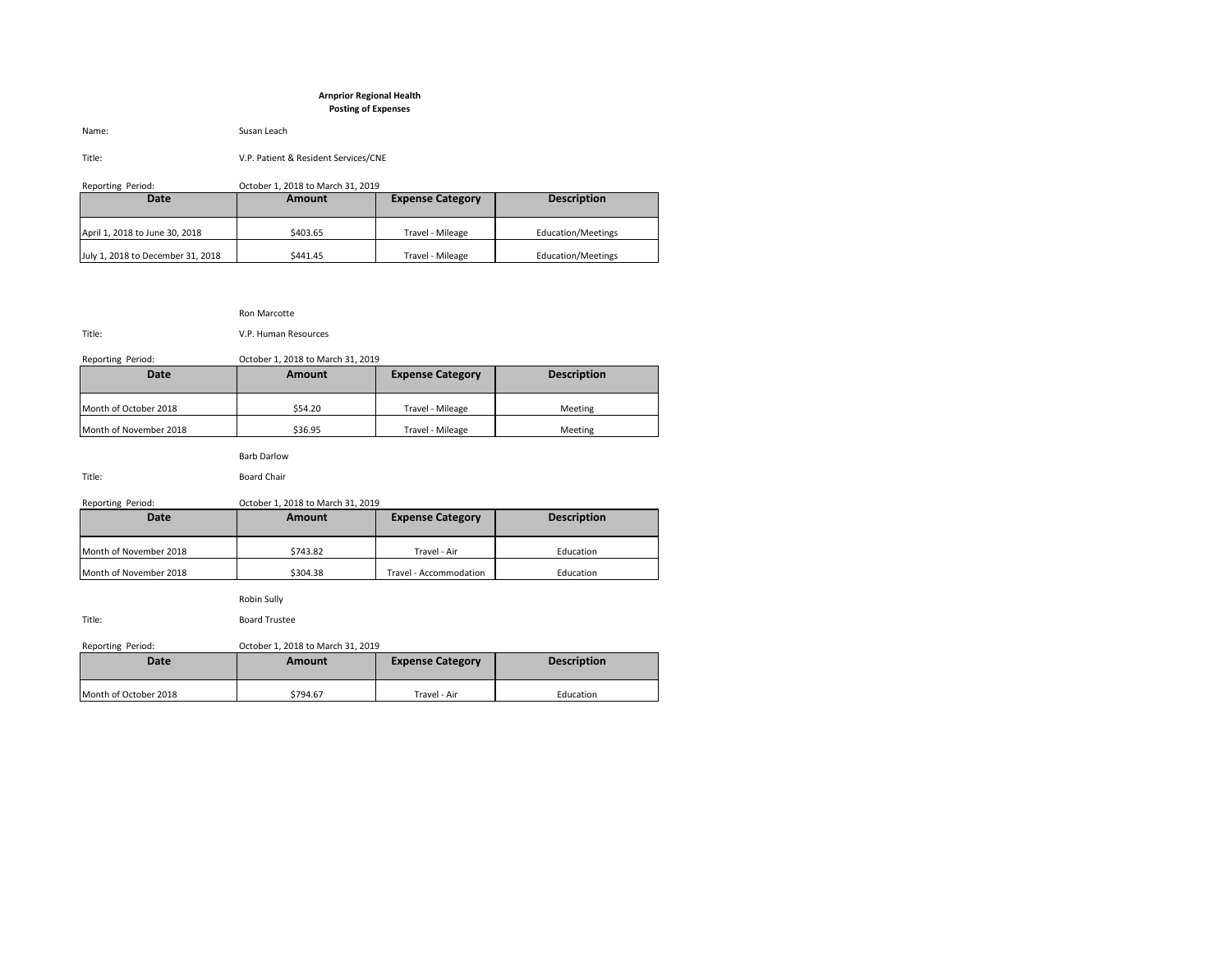**Arnprior Regional Health**
**Posting of Expenses**

Name: Susan Leach

Title: V.P. Patient & Resident Services/CNE

Reporting Period: October 1, 2018 to March 31, 2019

| Date | Amount | Expense Category | Description |
|---|---|---|---|
| April 1, 2018 to June 30, 2018 | $403.65 | Travel - Mileage | Education/Meetings |
| July 1, 2018 to December 31, 2018 | $441.45 | Travel - Mileage | Education/Meetings |

Ron Marcotte

Title: V.P. Human Resources

Reporting Period: October 1, 2018 to March 31, 2019

| Date | Amount | Expense Category | Description |
|---|---|---|---|
| Month of October 2018 | $54.20 | Travel - Mileage | Meeting |
| Month of November 2018 | $36.95 | Travel - Mileage | Meeting |

Barb Darlow

Title: Board Chair

Reporting Period: October 1, 2018 to March 31, 2019

| Date | Amount | Expense Category | Description |
|---|---|---|---|
| Month of November 2018 | $743.82 | Travel - Air | Education |
| Month of November 2018 | $304.38 | Travel - Accommodation | Education |

Robin Sully

Title: Board Trustee

Reporting Period: October 1, 2018 to March 31, 2019

| Date | Amount | Expense Category | Description |
|---|---|---|---|
| Month of October 2018 | $794.67 | Travel - Air | Education |